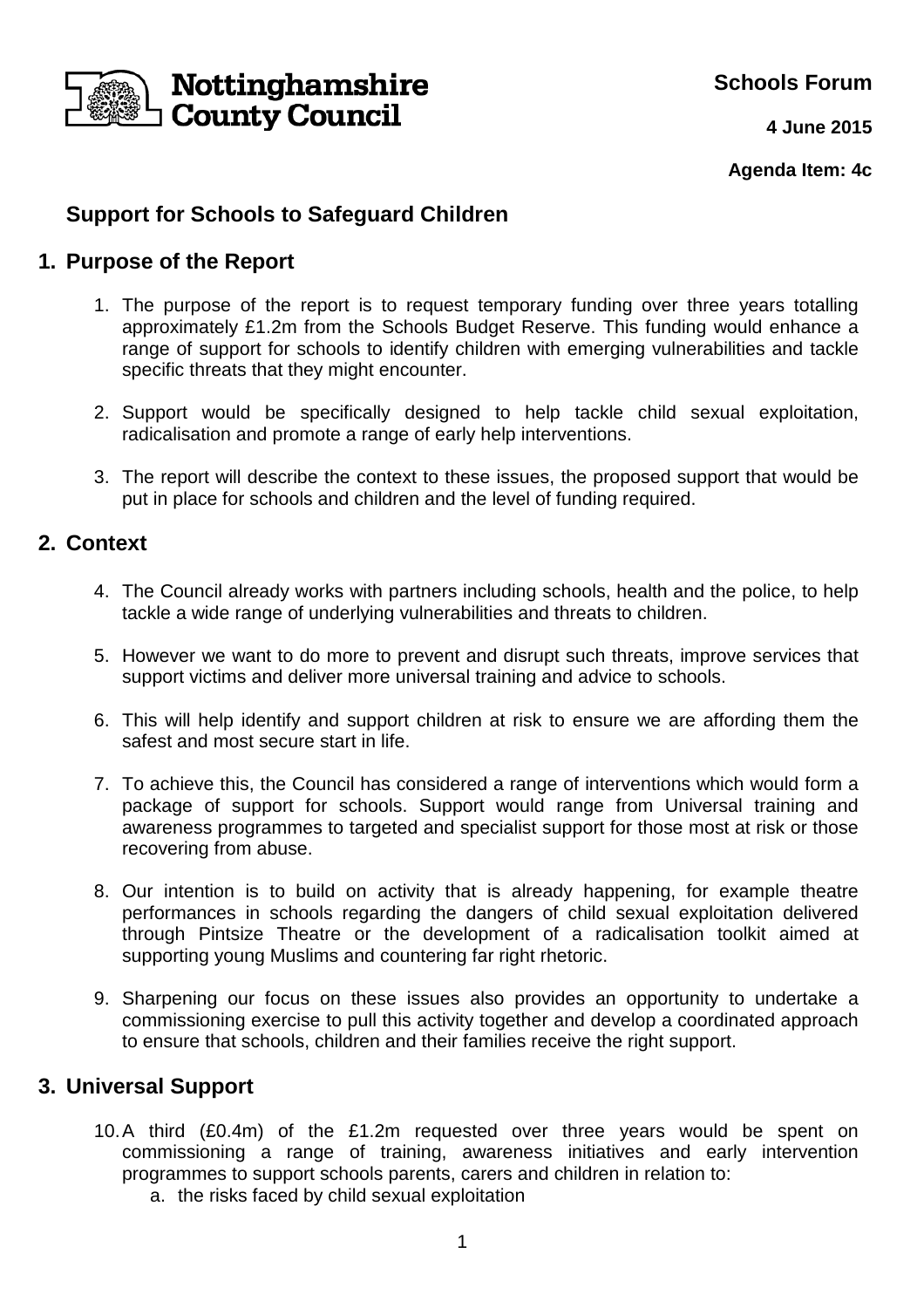Nottinghamshire County Council

**Schools Forum**

**4 June 2015**

**Agenda Item: 4c**

# Support for Schools to Safeguard Children

## 1. Purpose of the Report

1. The purpose of the report is to request temporary funding over three years totalling approximately £1.2m from the Schools Budget Reserve. This funding would enhance a range of support for schools to identify children with emerging vulnerabilities and tackle specific threats that they might encounter.

2. Support would be specifically designed to help tackle child sexual exploitation, radicalisation and promote a range of early help interventions.

3. The report will describe the context to these issues, the proposed support that would be put in place for schools and children and the level of funding required.

## 2. Context

4. The Council already works with partners including schools, health and the police, to help tackle a wide range of underlying vulnerabilities and threats to children.

5. However we want to do more to prevent and disrupt such threats, improve services that support victims and deliver more universal training and advice to schools.

6. This will help identify and support children at risk to ensure we are affording them the safest and most secure start in life.

7. To achieve this, the Council has considered a range of interventions which would form a package of support for schools. Support would range from Universal training and awareness programmes to targeted and specialist support for those most at risk or those recovering from abuse.

8. Our intention is to build on activity that is already happening, for example theatre performances in schools regarding the dangers of child sexual exploitation delivered through Pintsize Theatre or the development of a radicalisation toolkit aimed at supporting young Muslims and countering far right rhetoric.

9. Sharpening our focus on these issues also provides an opportunity to undertake a commissioning exercise to pull this activity together and develop a coordinated approach to ensure that schools, children and their families receive the right support.

## 3. Universal Support

10. A third (£0.4m) of the £1.2m requested over three years would be spent on commissioning a range of training, awareness initiatives and early intervention programmes to support schools parents, carers and children in relation to:
    a. the risks faced by child sexual exploitation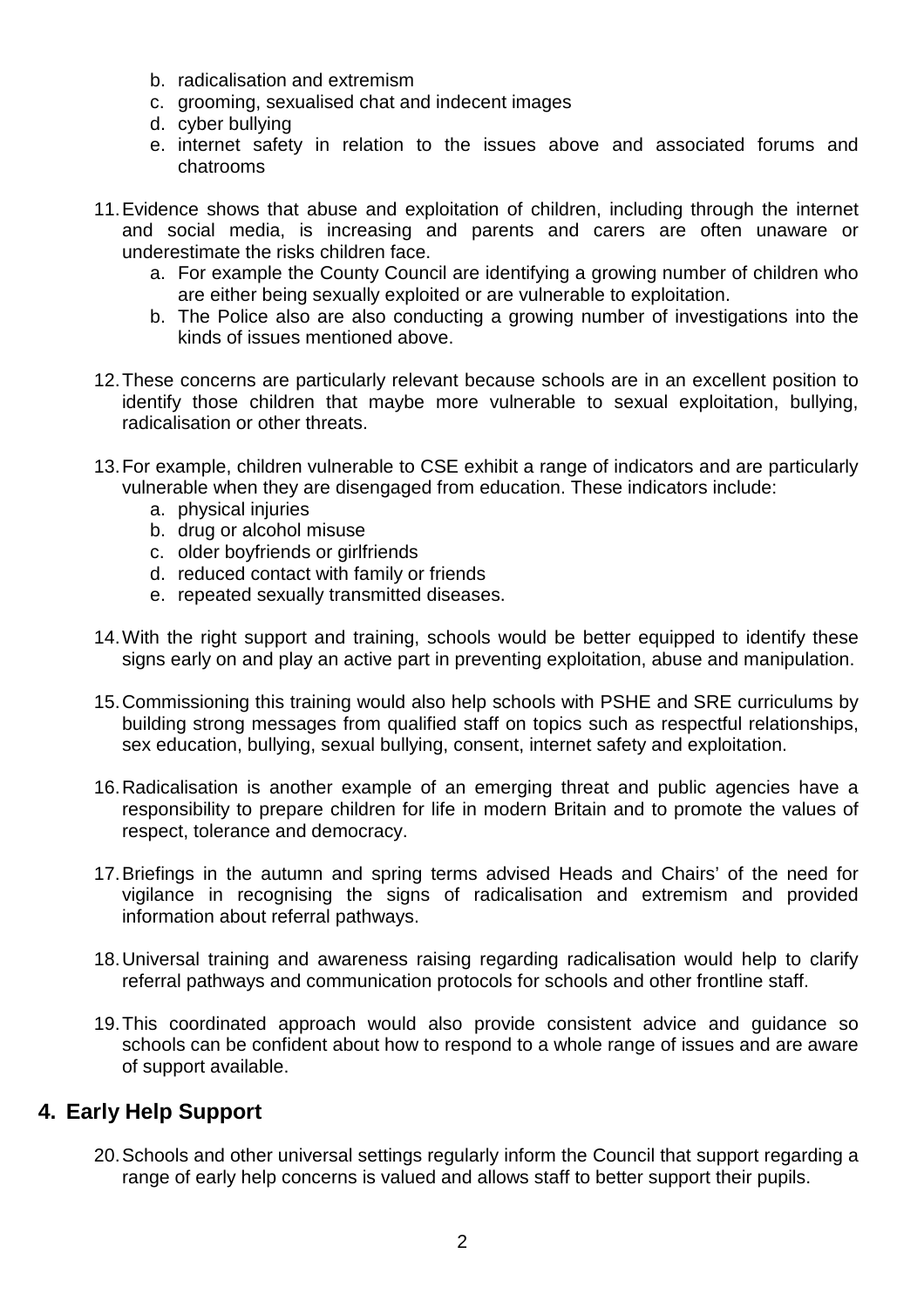b. radicalisation and extremism
   c. grooming, sexualised chat and indecent images
   d. cyber bullying
   e. internet safety in relation to the issues above and associated forums and chatrooms

11. Evidence shows that abuse and exploitation of children, including through the internet and social media, is increasing and parents and carers are often unaware or underestimate the risks children face.
    a. For example the County Council are identifying a growing number of children who are either being sexually exploited or are vulnerable to exploitation.
    b. The Police also are also conducting a growing number of investigations into the kinds of issues mentioned above.

12. These concerns are particularly relevant because schools are in an excellent position to identify those children that maybe more vulnerable to sexual exploitation, bullying, radicalisation or other threats.

13. For example, children vulnerable to CSE exhibit a range of indicators and are particularly vulnerable when they are disengaged from education. These indicators include:
    a. physical injuries
    b. drug or alcohol misuse
    c. older boyfriends or girlfriends
    d. reduced contact with family or friends
    e. repeated sexually transmitted diseases.

14. With the right support and training, schools would be better equipped to identify these signs early on and play an active part in preventing exploitation, abuse and manipulation.

15. Commissioning this training would also help schools with PSHE and SRE curriculums by building strong messages from qualified staff on topics such as respectful relationships, sex education, bullying, sexual bullying, consent, internet safety and exploitation.

16. Radicalisation is another example of an emerging threat and public agencies have a responsibility to prepare children for life in modern Britain and to promote the values of respect, tolerance and democracy.

17. Briefings in the autumn and spring terms advised Heads and Chairs' of the need for vigilance in recognising the signs of radicalisation and extremism and provided information about referral pathways.

18. Universal training and awareness raising regarding radicalisation would help to clarify referral pathways and communication protocols for schools and other frontline staff.

19. This coordinated approach would also provide consistent advice and guidance so schools can be confident about how to respond to a whole range of issues and are aware of support available.

## 4. Early Help Support

20. Schools and other universal settings regularly inform the Council that support regarding a range of early help concerns is valued and allows staff to better support their pupils.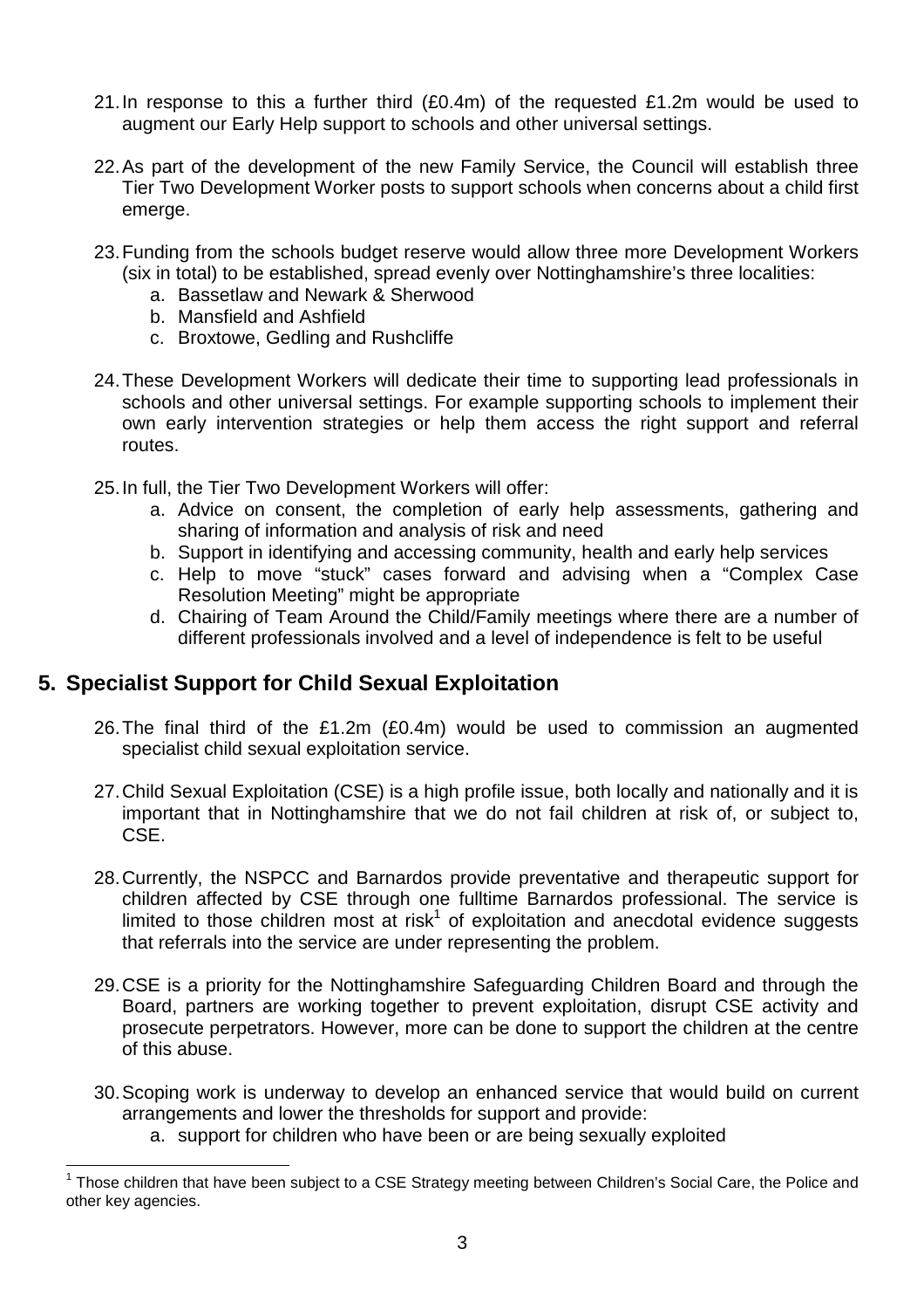21. In response to this a further third (£0.4m) of the requested £1.2m would be used to augment our Early Help support to schools and other universal settings.

22. As part of the development of the new Family Service, the Council will establish three Tier Two Development Worker posts to support schools when concerns about a child first emerge.

23. Funding from the schools budget reserve would allow three more Development Workers (six in total) to be established, spread evenly over Nottinghamshire's three localities:
    a. Bassetlaw and Newark & Sherwood
    b. Mansfield and Ashfield
    c. Broxtowe, Gedling and Rushcliffe

24. These Development Workers will dedicate their time to supporting lead professionals in schools and other universal settings. For example supporting schools to implement their own early intervention strategies or help them access the right support and referral routes.

25. In full, the Tier Two Development Workers will offer:
    a. Advice on consent, the completion of early help assessments, gathering and sharing of information and analysis of risk and need
    b. Support in identifying and accessing community, health and early help services
    c. Help to move "stuck" cases forward and advising when a "Complex Case Resolution Meeting" might be appropriate
    d. Chairing of Team Around the Child/Family meetings where there are a number of different professionals involved and a level of independence is felt to be useful

## 5. Specialist Support for Child Sexual Exploitation

26. The final third of the £1.2m (£0.4m) would be used to commission an augmented specialist child sexual exploitation service.

27. Child Sexual Exploitation (CSE) is a high profile issue, both locally and nationally and it is important that in Nottinghamshire that we do not fail children at risk of, or subject to, CSE.

28. Currently, the NSPCC and Barnardos provide preventative and therapeutic support for children affected by CSE through one fulltime Barnardos professional. The service is limited to those children most at risk[1] of exploitation and anecdotal evidence suggests that referrals into the service are under representing the problem.

29. CSE is a priority for the Nottinghamshire Safeguarding Children Board and through the Board, partners are working together to prevent exploitation, disrupt CSE activity and prosecute perpetrators. However, more can be done to support the children at the centre of this abuse.

30. Scoping work is underway to develop an enhanced service that would build on current arrangements and lower the thresholds for support and provide:
    a. support for children who have been or are being sexually exploited

[1] Those children that have been subject to a CSE Strategy meeting between Children's Social Care, the Police and other key agencies.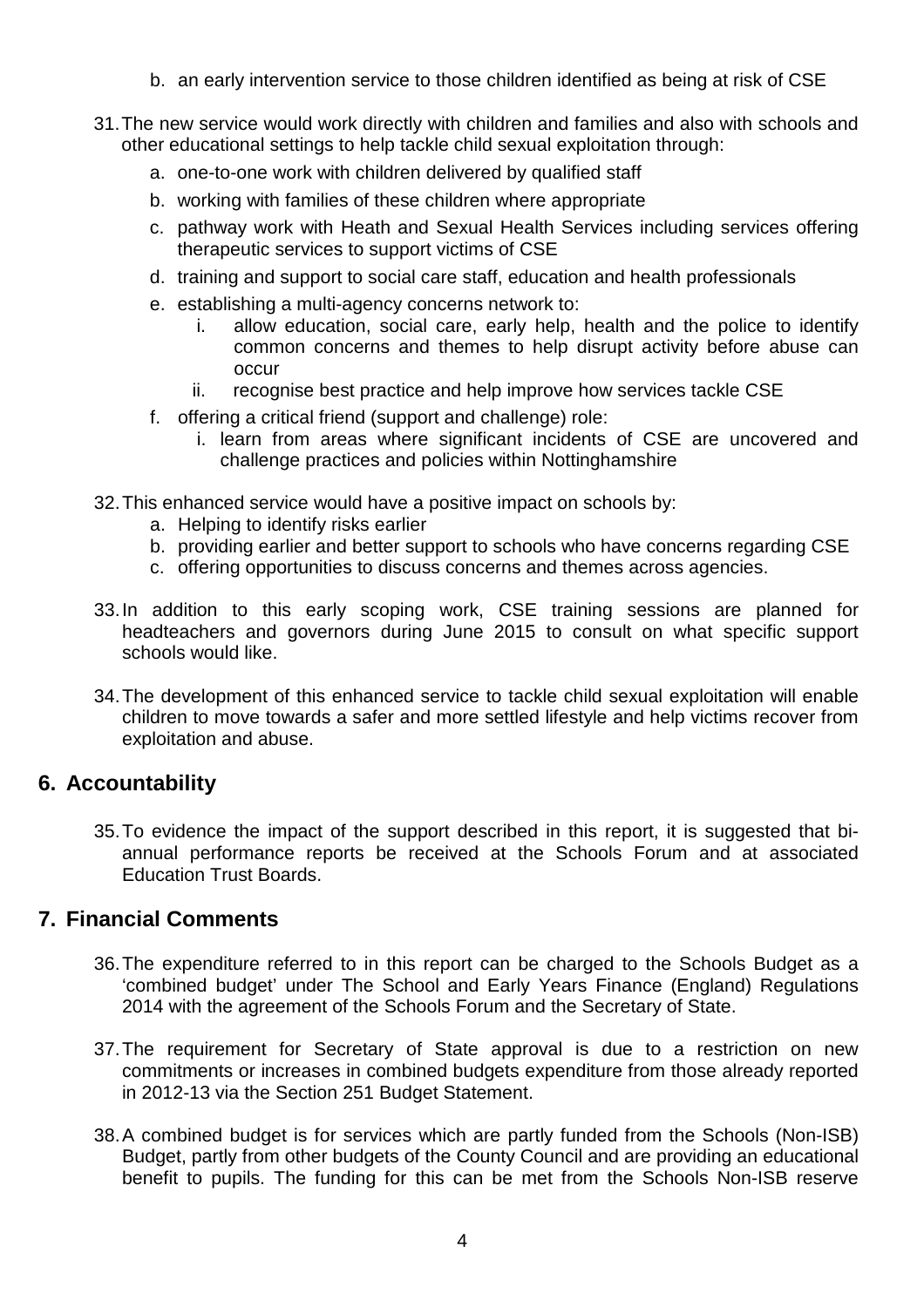b. an early intervention service to those children identified as being at risk of CSE

31. The new service would work directly with children and families and also with schools and other educational settings to help tackle child sexual exploitation through:
    a. one-to-one work with children delivered by qualified staff
    b. working with families of these children where appropriate
    c. pathway work with Heath and Sexual Health Services including services offering therapeutic services to support victims of CSE
    d. training and support to social care staff, education and health professionals
    e. establishing a multi-agency concerns network to:
       i. allow education, social care, early help, health and the police to identify common concerns and themes to help disrupt activity before abuse can occur
       ii. recognise best practice and help improve how services tackle CSE
    f. offering a critical friend (support and challenge) role:
       i. learn from areas where significant incidents of CSE are uncovered and challenge practices and policies within Nottinghamshire

32. This enhanced service would have a positive impact on schools by:
    a. Helping to identify risks earlier
    b. providing earlier and better support to schools who have concerns regarding CSE
    c. offering opportunities to discuss concerns and themes across agencies.

33. In addition to this early scoping work, CSE training sessions are planned for headteachers and governors during June 2015 to consult on what specific support schools would like.

34. The development of this enhanced service to tackle child sexual exploitation will enable children to move towards a safer and more settled lifestyle and help victims recover from exploitation and abuse.

## 6. Accountability

35. To evidence the impact of the support described in this report, it is suggested that bi-annual performance reports be received at the Schools Forum and at associated Education Trust Boards.

## 7. Financial Comments

36. The expenditure referred to in this report can be charged to the Schools Budget as a 'combined budget' under The School and Early Years Finance (England) Regulations 2014 with the agreement of the Schools Forum and the Secretary of State.

37. The requirement for Secretary of State approval is due to a restriction on new commitments or increases in combined budgets expenditure from those already reported in 2012-13 via the Section 251 Budget Statement.

38. A combined budget is for services which are partly funded from the Schools (Non-ISB) Budget, partly from other budgets of the County Council and are providing an educational benefit to pupils. The funding for this can be met from the Schools Non-ISB reserve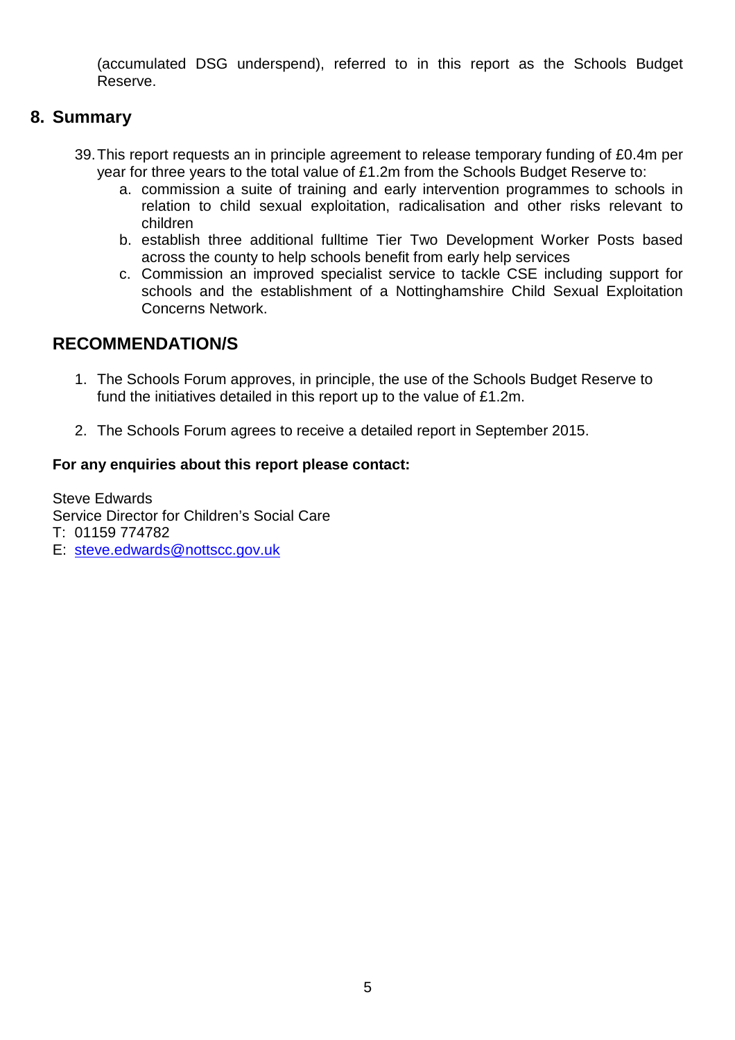(accumulated DSG underspend), referred to in this report as the Schools Budget Reserve.

## 8. Summary

39. This report requests an in principle agreement to release temporary funding of £0.4m per year for three years to the total value of £1.2m from the Schools Budget Reserve to:
    a. commission a suite of training and early intervention programmes to schools in relation to child sexual exploitation, radicalisation and other risks relevant to children
    b. establish three additional fulltime Tier Two Development Worker Posts based across the county to help schools benefit from early help services
    c. Commission an improved specialist service to tackle CSE including support for schools and the establishment of a Nottinghamshire Child Sexual Exploitation Concerns Network.

## RECOMMENDATION/S

1. The Schools Forum approves, in principle, the use of the Schools Budget Reserve to fund the initiatives detailed in this report up to the value of £1.2m.

2. The Schools Forum agrees to receive a detailed report in September 2015.

**For any enquiries about this report please contact:**

Steve Edwards
Service Director for Children's Social Care
T: 01159 774782
E: steve.edwards@nottscc.gov.uk